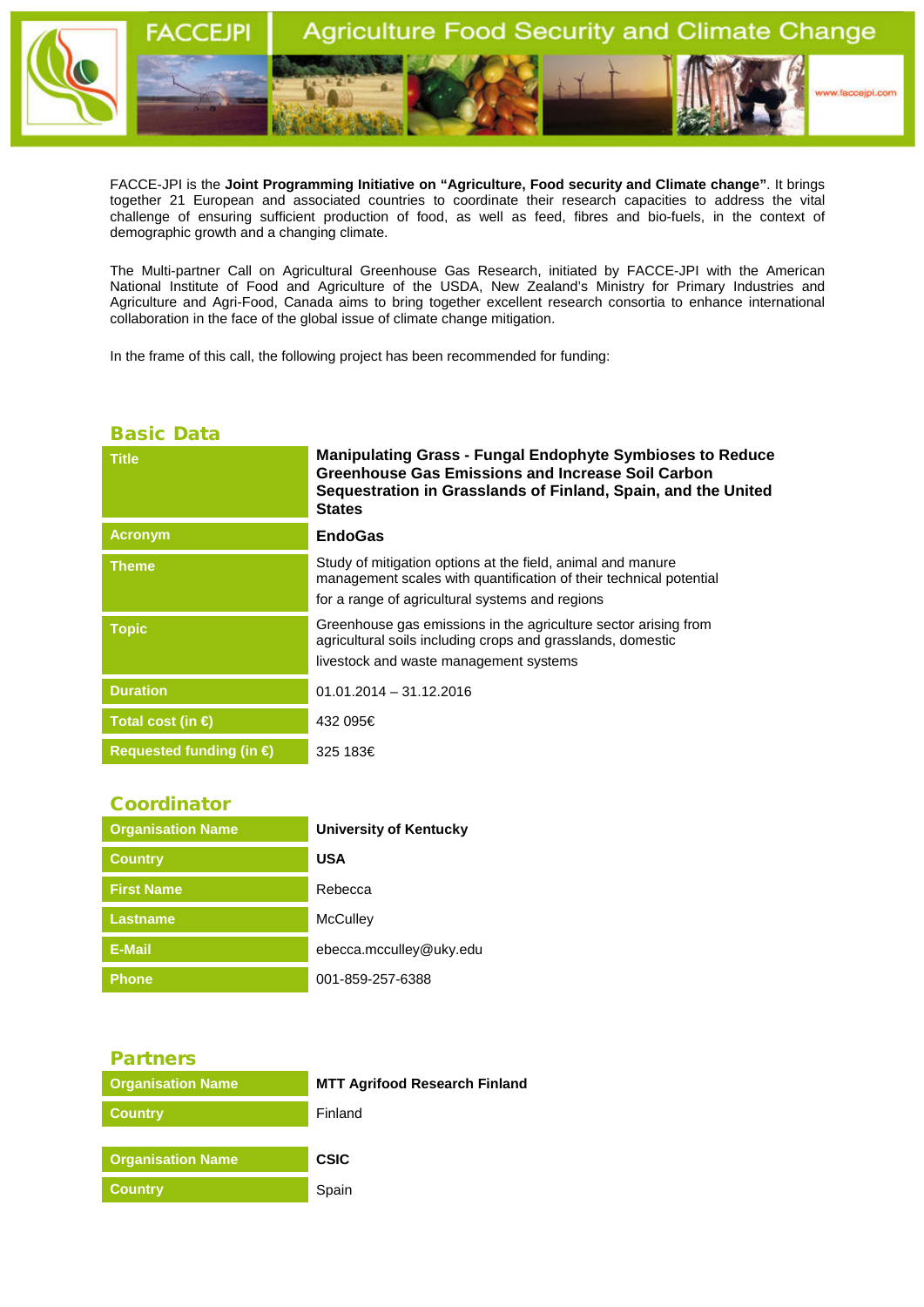FACCEJPI — Agriculture Food Security and Climate Change

FACCE-JPI is the **Joint Programming Initiative on "Agriculture, Food security and Climate change"**. It brings together 21 European and associated countries to coordinate their research capacities to address the vital challenge of ensuring sufficient production of food, as well as feed, fibres and bio-fuels, in the context of demographic growth and a changing climate.

The Multi-partner Call on Agricultural Greenhouse Gas Research, initiated by FACCE-JPI with the American National Institute of Food and Agriculture of the USDA, New Zealand's Ministry for Primary Industries and Agriculture and Agri-Food, Canada aims to bring together excellent research consortia to enhance international collaboration in the face of the global issue of climate change mitigation.

In the frame of this call, the following project has been recommended for funding:

## Basic Data

| | |
|---|---|
| Title | **Manipulating Grass - Fungal Endophyte Symbioses to Reduce Greenhouse Gas Emissions and Increase Soil Carbon Sequestration in Grasslands of Finland, Spain, and the United States** |
| Acronym | **EndoGas** |
| Theme | Study of mitigation options at the field, animal and manure management scales with quantification of their technical potential for a range of agricultural systems and regions |
| Topic | Greenhouse gas emissions in the agriculture sector arising from agricultural soils including crops and grasslands, domestic livestock and waste management systems |
| Duration | 01.01.2014 – 31.12.2016 |
| Total cost (in €) | 432 095€ |
| Requested funding (in €) | 325 183€ |

## Coordinator

| | |
|---|---|
| Organisation Name | **University of Kentucky** |
| Country | **USA** |
| First Name | Rebecca |
| Lastname | McCulley |
| E-Mail | ebecca.mcculley@uky.edu |
| Phone | 001-859-257-6388 |

## Partners

| | |
|---|---|
| Organisation Name | **MTT Agrifood Research Finland** |
| Country | Finland |

| | |
|---|---|
| Organisation Name | **CSIC** |
| Country | Spain |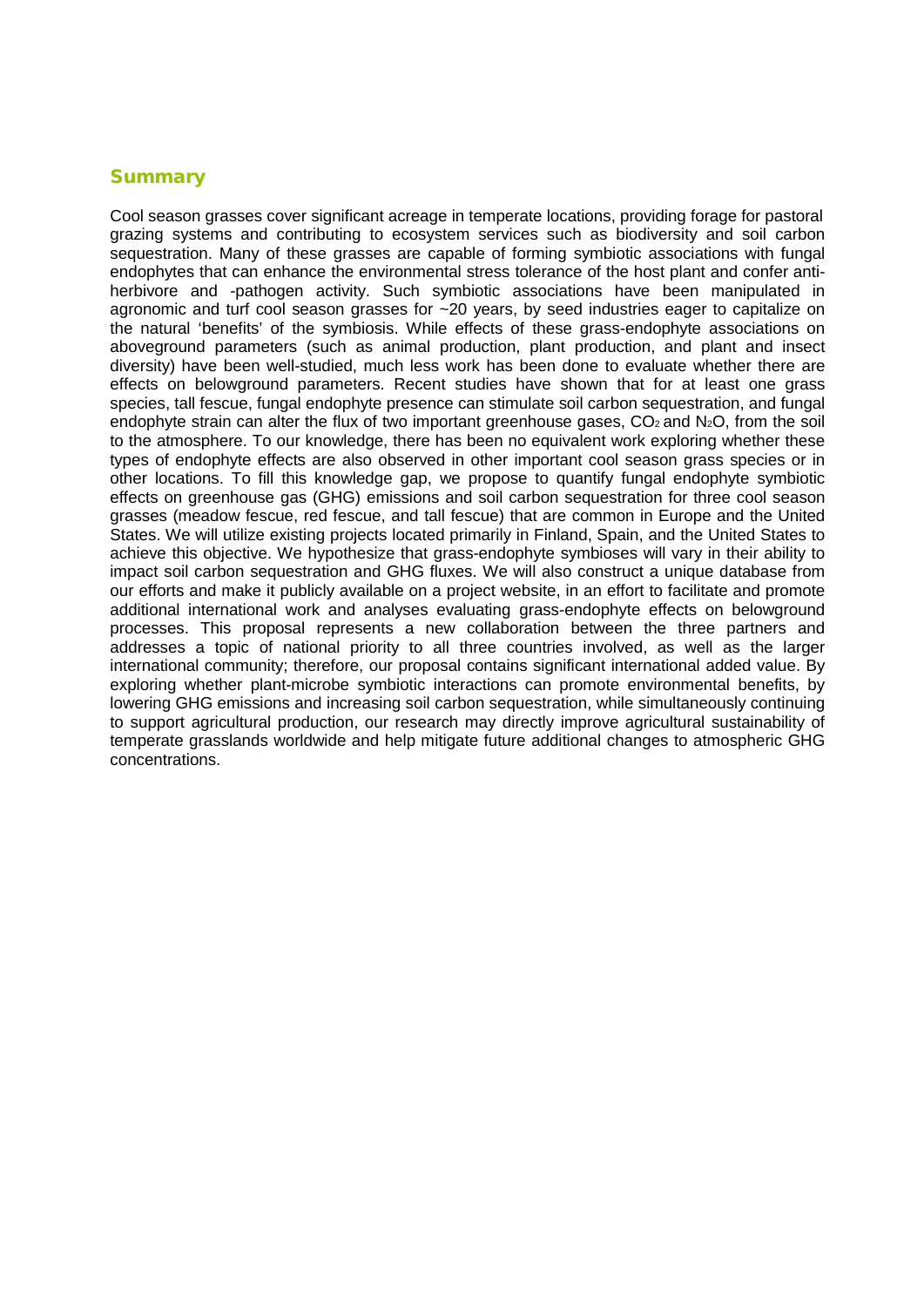## Summary

Cool season grasses cover significant acreage in temperate locations, providing forage for pastoral grazing systems and contributing to ecosystem services such as biodiversity and soil carbon sequestration. Many of these grasses are capable of forming symbiotic associations with fungal endophytes that can enhance the environmental stress tolerance of the host plant and confer anti-herbivore and -pathogen activity. Such symbiotic associations have been manipulated in agronomic and turf cool season grasses for ~20 years, by seed industries eager to capitalize on the natural 'benefits' of the symbiosis. While effects of these grass-endophyte associations on aboveground parameters (such as animal production, plant production, and plant and insect diversity) have been well-studied, much less work has been done to evaluate whether there are effects on belowground parameters. Recent studies have shown that for at least one grass species, tall fescue, fungal endophyte presence can stimulate soil carbon sequestration, and fungal endophyte strain can alter the flux of two important greenhouse gases, $CO_2$ and $N_2O$, from the soil to the atmosphere. To our knowledge, there has been no equivalent work exploring whether these types of endophyte effects are also observed in other important cool season grass species or in other locations. To fill this knowledge gap, we propose to quantify fungal endophyte symbiotic effects on greenhouse gas (GHG) emissions and soil carbon sequestration for three cool season grasses (meadow fescue, red fescue, and tall fescue) that are common in Europe and the United States. We will utilize existing projects located primarily in Finland, Spain, and the United States to achieve this objective. We hypothesize that grass-endophyte symbioses will vary in their ability to impact soil carbon sequestration and GHG fluxes. We will also construct a unique database from our efforts and make it publicly available on a project website, in an effort to facilitate and promote additional international work and analyses evaluating grass-endophyte effects on belowground processes. This proposal represents a new collaboration between the three partners and addresses a topic of national priority to all three countries involved, as well as the larger international community; therefore, our proposal contains significant international added value. By exploring whether plant-microbe symbiotic interactions can promote environmental benefits, by lowering GHG emissions and increasing soil carbon sequestration, while simultaneously continuing to support agricultural production, our research may directly improve agricultural sustainability of temperate grasslands worldwide and help mitigate future additional changes to atmospheric GHG concentrations.